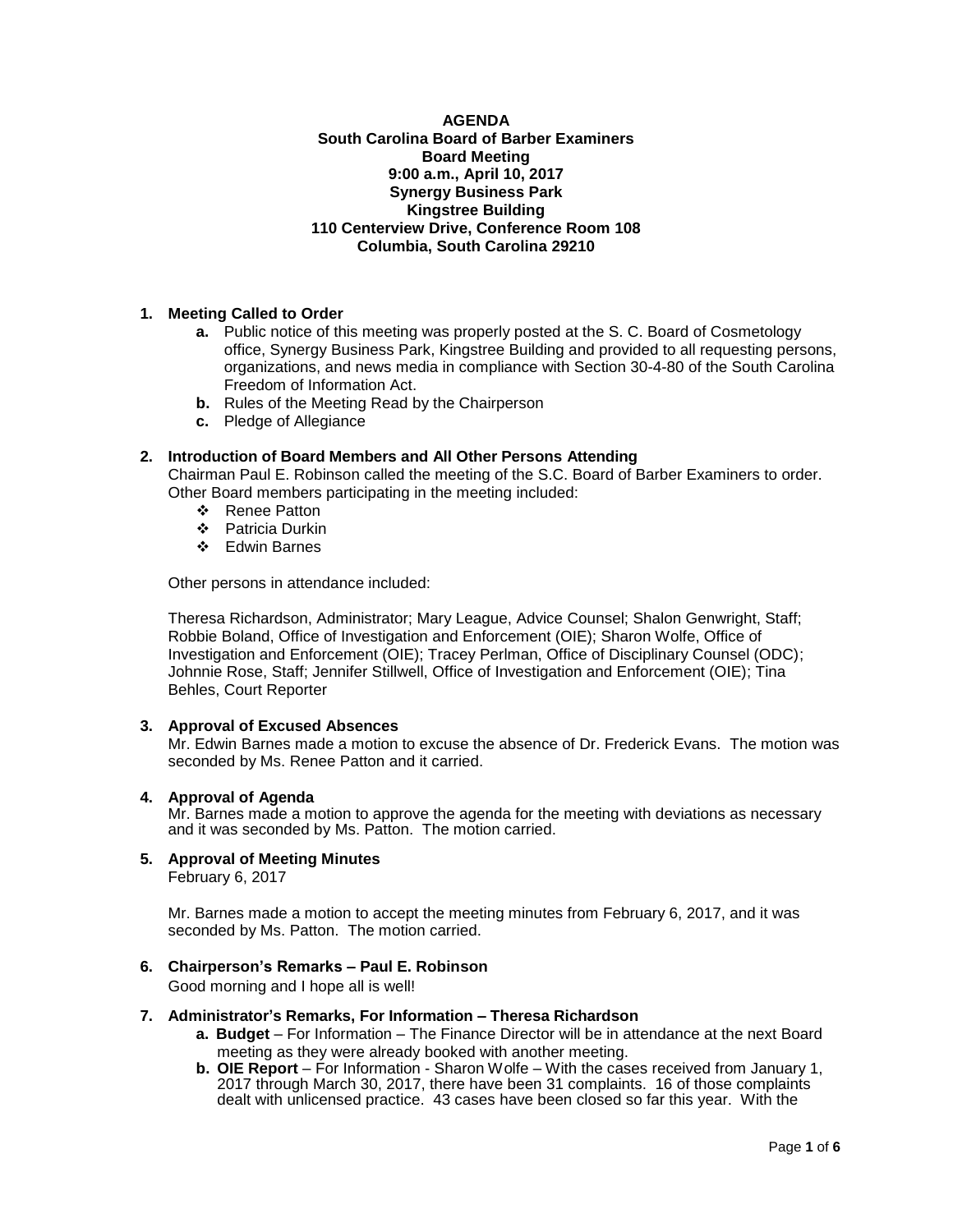**AGENDA**
**South Carolina Board of Barber Examiners**
**Board Meeting**
**9:00 a.m., April 10, 2017**
**Synergy Business Park**
**Kingstree Building**
**110 Centerview Drive, Conference Room 108**
**Columbia, South Carolina 29210**

**1. Meeting Called to Order**

- **a.** Public notice of this meeting was properly posted at the S. C. Board of Cosmetology office, Synergy Business Park, Kingstree Building and provided to all requesting persons, organizations, and news media in compliance with Section 30-4-80 of the South Carolina Freedom of Information Act.
- **b.** Rules of the Meeting Read by the Chairperson
- **c.** Pledge of Allegiance

**2. Introduction of Board Members and All Other Persons Attending**

Chairman Paul E. Robinson called the meeting of the S.C. Board of Barber Examiners to order. Other Board members participating in the meeting included:

- Renee Patton
- Patricia Durkin
- Edwin Barnes

Other persons in attendance included:

Theresa Richardson, Administrator; Mary League, Advice Counsel; Shalon Genwright, Staff; Robbie Boland, Office of Investigation and Enforcement (OIE); Sharon Wolfe, Office of Investigation and Enforcement (OIE); Tracey Perlman, Office of Disciplinary Counsel (ODC); Johnnie Rose, Staff; Jennifer Stillwell, Office of Investigation and Enforcement (OIE); Tina Behles, Court Reporter

**3. Approval of Excused Absences**

Mr. Edwin Barnes made a motion to excuse the absence of Dr. Frederick Evans. The motion was seconded by Ms. Renee Patton and it carried.

**4. Approval of Agenda**

Mr. Barnes made a motion to approve the agenda for the meeting with deviations as necessary and it was seconded by Ms. Patton. The motion carried.

**5. Approval of Meeting Minutes**

February 6, 2017

Mr. Barnes made a motion to accept the meeting minutes from February 6, 2017, and it was seconded by Ms. Patton. The motion carried.

**6. Chairperson's Remarks – Paul E. Robinson**

Good morning and I hope all is well!

**7. Administrator's Remarks, For Information – Theresa Richardson**

- **a. Budget** – For Information – The Finance Director will be in attendance at the next Board meeting as they were already booked with another meeting.
- **b. OIE Report** – For Information - Sharon Wolfe – With the cases received from January 1, 2017 through March 30, 2017, there have been 31 complaints. 16 of those complaints dealt with unlicensed practice. 43 cases have been closed so far this year. With the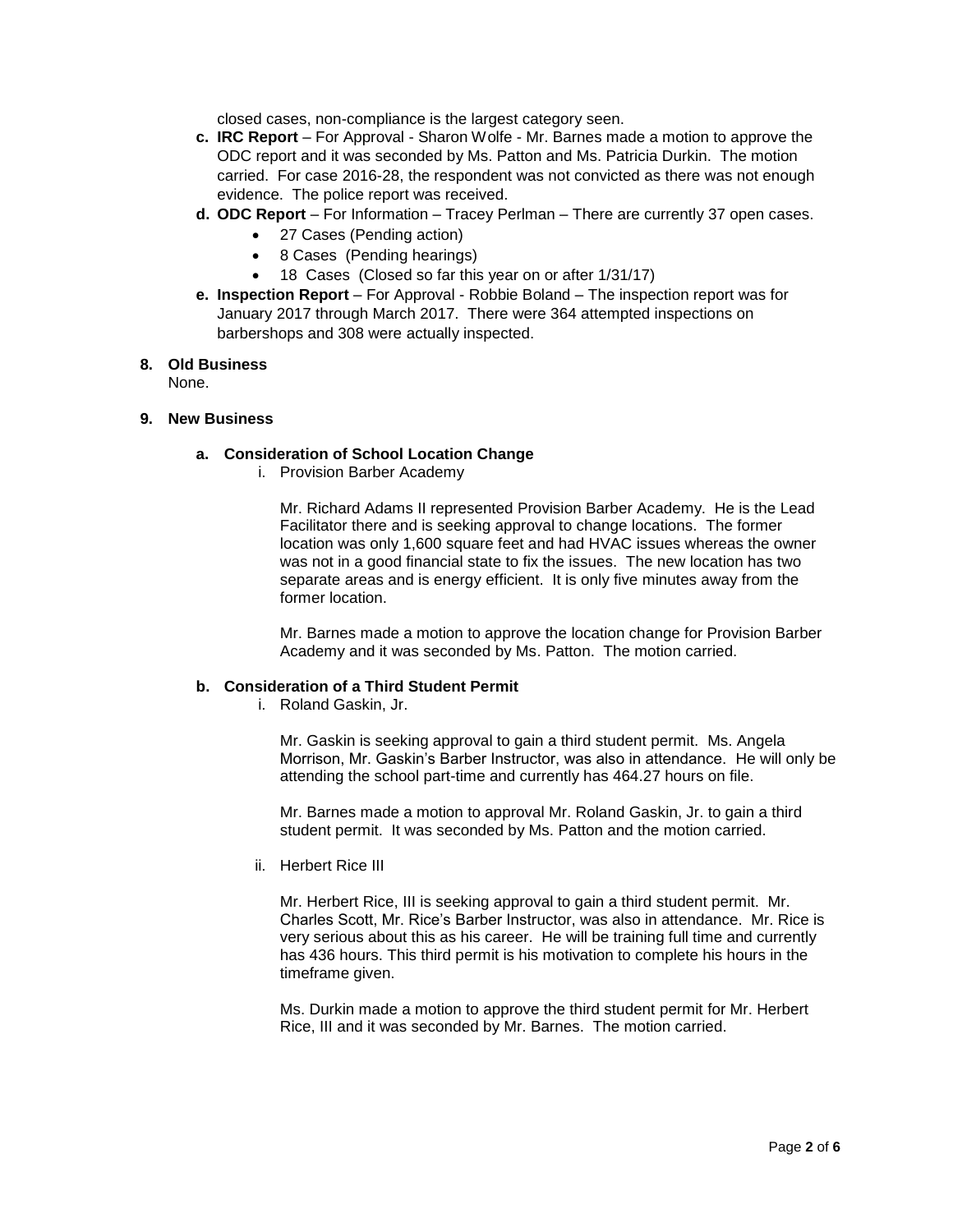closed cases, non-compliance is the largest category seen.

- **c. IRC Report** – For Approval - Sharon Wolfe - Mr. Barnes made a motion to approve the ODC report and it was seconded by Ms. Patton and Ms. Patricia Durkin. The motion carried. For case 2016-28, the respondent was not convicted as there was not enough evidence. The police report was received.
- **d. ODC Report** – For Information – Tracey Perlman – There are currently 37 open cases.
  - 27 Cases (Pending action)
  - 8 Cases (Pending hearings)
  - 18 Cases (Closed so far this year on or after 1/31/17)
- **e. Inspection Report** – For Approval - Robbie Boland – The inspection report was for January 2017 through March 2017. There were 364 attempted inspections on barbershops and 308 were actually inspected.

**8. Old Business**

None.

**9. New Business**

**a. Consideration of School Location Change**

i. Provision Barber Academy

Mr. Richard Adams II represented Provision Barber Academy. He is the Lead Facilitator there and is seeking approval to change locations. The former location was only 1,600 square feet and had HVAC issues whereas the owner was not in a good financial state to fix the issues. The new location has two separate areas and is energy efficient. It is only five minutes away from the former location.

Mr. Barnes made a motion to approve the location change for Provision Barber Academy and it was seconded by Ms. Patton. The motion carried.

**b. Consideration of a Third Student Permit**

i. Roland Gaskin, Jr.

Mr. Gaskin is seeking approval to gain a third student permit. Ms. Angela Morrison, Mr. Gaskin's Barber Instructor, was also in attendance. He will only be attending the school part-time and currently has 464.27 hours on file.

Mr. Barnes made a motion to approval Mr. Roland Gaskin, Jr. to gain a third student permit. It was seconded by Ms. Patton and the motion carried.

ii. Herbert Rice III

Mr. Herbert Rice, III is seeking approval to gain a third student permit. Mr. Charles Scott, Mr. Rice's Barber Instructor, was also in attendance. Mr. Rice is very serious about this as his career. He will be training full time and currently has 436 hours. This third permit is his motivation to complete his hours in the timeframe given.

Ms. Durkin made a motion to approve the third student permit for Mr. Herbert Rice, III and it was seconded by Mr. Barnes. The motion carried.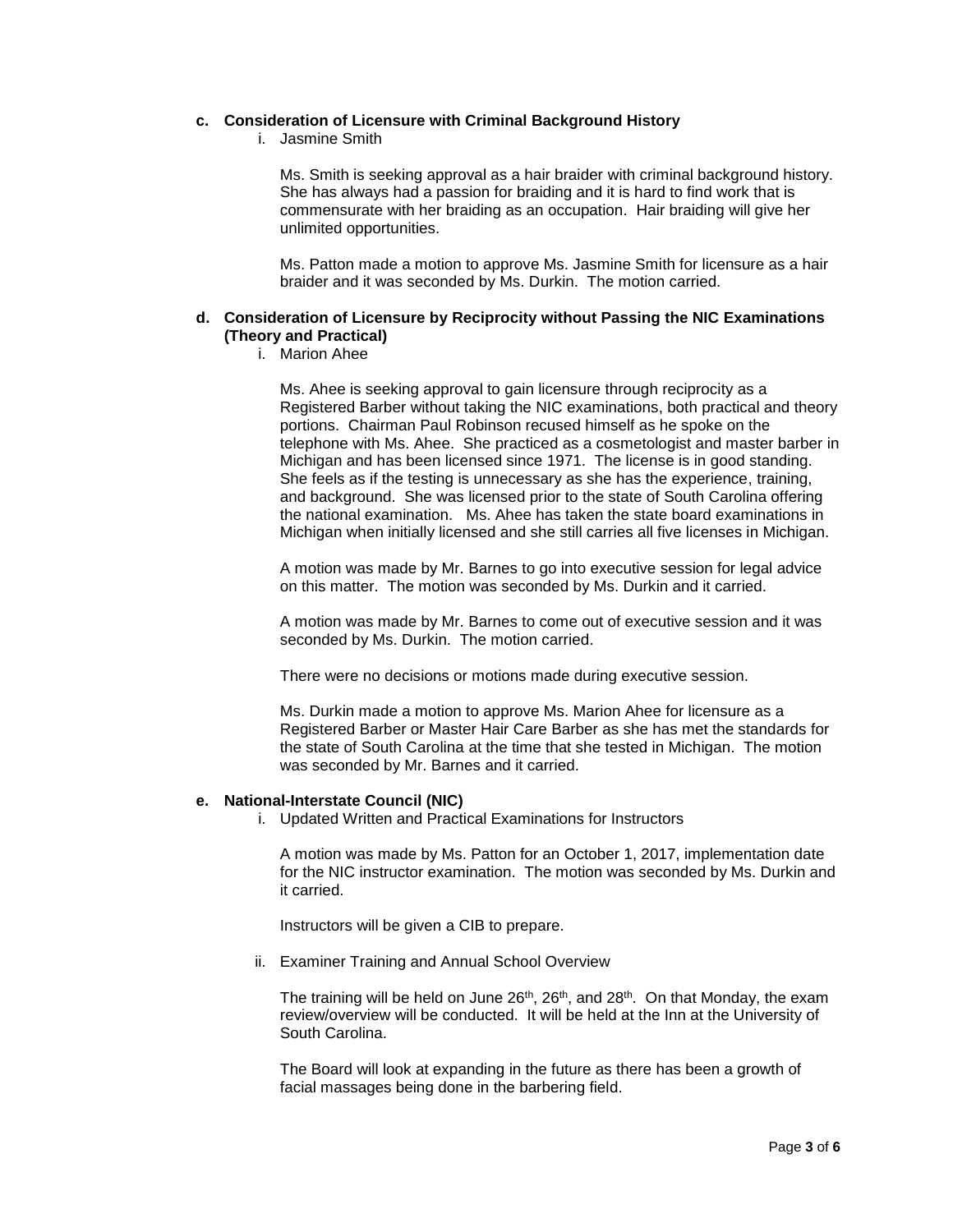**c. Consideration of Licensure with Criminal Background History**

i. Jasmine Smith

Ms. Smith is seeking approval as a hair braider with criminal background history. She has always had a passion for braiding and it is hard to find work that is commensurate with her braiding as an occupation. Hair braiding will give her unlimited opportunities.

Ms. Patton made a motion to approve Ms. Jasmine Smith for licensure as a hair braider and it was seconded by Ms. Durkin. The motion carried.

**d. Consideration of Licensure by Reciprocity without Passing the NIC Examinations (Theory and Practical)**

i. Marion Ahee

Ms. Ahee is seeking approval to gain licensure through reciprocity as a Registered Barber without taking the NIC examinations, both practical and theory portions. Chairman Paul Robinson recused himself as he spoke on the telephone with Ms. Ahee. She practiced as a cosmetologist and master barber in Michigan and has been licensed since 1971. The license is in good standing. She feels as if the testing is unnecessary as she has the experience, training, and background. She was licensed prior to the state of South Carolina offering the national examination. Ms. Ahee has taken the state board examinations in Michigan when initially licensed and she still carries all five licenses in Michigan.

A motion was made by Mr. Barnes to go into executive session for legal advice on this matter. The motion was seconded by Ms. Durkin and it carried.

A motion was made by Mr. Barnes to come out of executive session and it was seconded by Ms. Durkin. The motion carried.

There were no decisions or motions made during executive session.

Ms. Durkin made a motion to approve Ms. Marion Ahee for licensure as a Registered Barber or Master Hair Care Barber as she has met the standards for the state of South Carolina at the time that she tested in Michigan. The motion was seconded by Mr. Barnes and it carried.

**e. National-Interstate Council (NIC)**

i. Updated Written and Practical Examinations for Instructors

A motion was made by Ms. Patton for an October 1, 2017, implementation date for the NIC instructor examination. The motion was seconded by Ms. Durkin and it carried.

Instructors will be given a CIB to prepare.

ii. Examiner Training and Annual School Overview

The training will be held on June 26th, 26th, and 28th. On that Monday, the exam review/overview will be conducted. It will be held at the Inn at the University of South Carolina.

The Board will look at expanding in the future as there has been a growth of facial massages being done in the barbering field.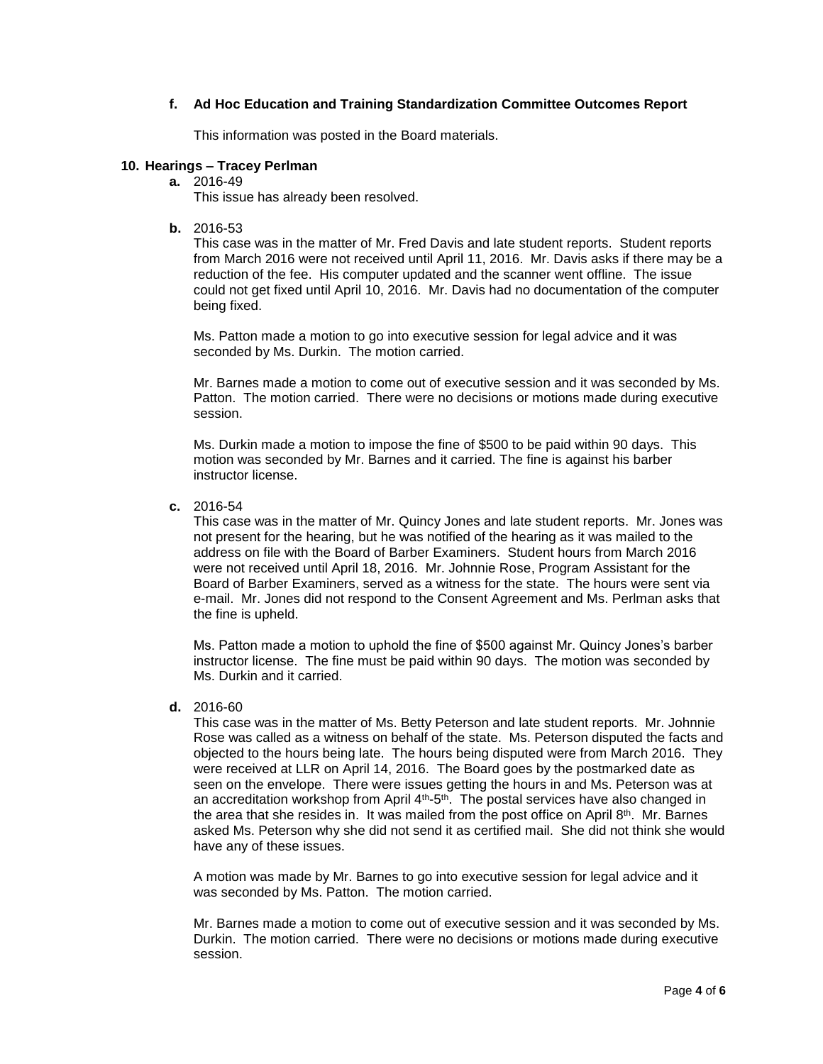**f. Ad Hoc Education and Training Standardization Committee Outcomes Report**

This information was posted in the Board materials.

**10. Hearings – Tracey Perlman**

**a.** 2016-49

This issue has already been resolved.

**b.** 2016-53

This case was in the matter of Mr. Fred Davis and late student reports. Student reports from March 2016 were not received until April 11, 2016. Mr. Davis asks if there may be a reduction of the fee. His computer updated and the scanner went offline. The issue could not get fixed until April 10, 2016. Mr. Davis had no documentation of the computer being fixed.

Ms. Patton made a motion to go into executive session for legal advice and it was seconded by Ms. Durkin. The motion carried.

Mr. Barnes made a motion to come out of executive session and it was seconded by Ms. Patton. The motion carried. There were no decisions or motions made during executive session.

Ms. Durkin made a motion to impose the fine of $500 to be paid within 90 days. This motion was seconded by Mr. Barnes and it carried. The fine is against his barber instructor license.

**c.** 2016-54

This case was in the matter of Mr. Quincy Jones and late student reports. Mr. Jones was not present for the hearing, but he was notified of the hearing as it was mailed to the address on file with the Board of Barber Examiners. Student hours from March 2016 were not received until April 18, 2016. Mr. Johnnie Rose, Program Assistant for the Board of Barber Examiners, served as a witness for the state. The hours were sent via e-mail. Mr. Jones did not respond to the Consent Agreement and Ms. Perlman asks that the fine is upheld.

Ms. Patton made a motion to uphold the fine of $500 against Mr. Quincy Jones's barber instructor license. The fine must be paid within 90 days. The motion was seconded by Ms. Durkin and it carried.

**d.** 2016-60

This case was in the matter of Ms. Betty Peterson and late student reports. Mr. Johnnie Rose was called as a witness on behalf of the state. Ms. Peterson disputed the facts and objected to the hours being late. The hours being disputed were from March 2016. They were received at LLR on April 14, 2016. The Board goes by the postmarked date as seen on the envelope. There were issues getting the hours in and Ms. Peterson was at an accreditation workshop from April 4th-5th. The postal services have also changed in the area that she resides in. It was mailed from the post office on April 8th. Mr. Barnes asked Ms. Peterson why she did not send it as certified mail. She did not think she would have any of these issues.

A motion was made by Mr. Barnes to go into executive session for legal advice and it was seconded by Ms. Patton. The motion carried.

Mr. Barnes made a motion to come out of executive session and it was seconded by Ms. Durkin. The motion carried. There were no decisions or motions made during executive session.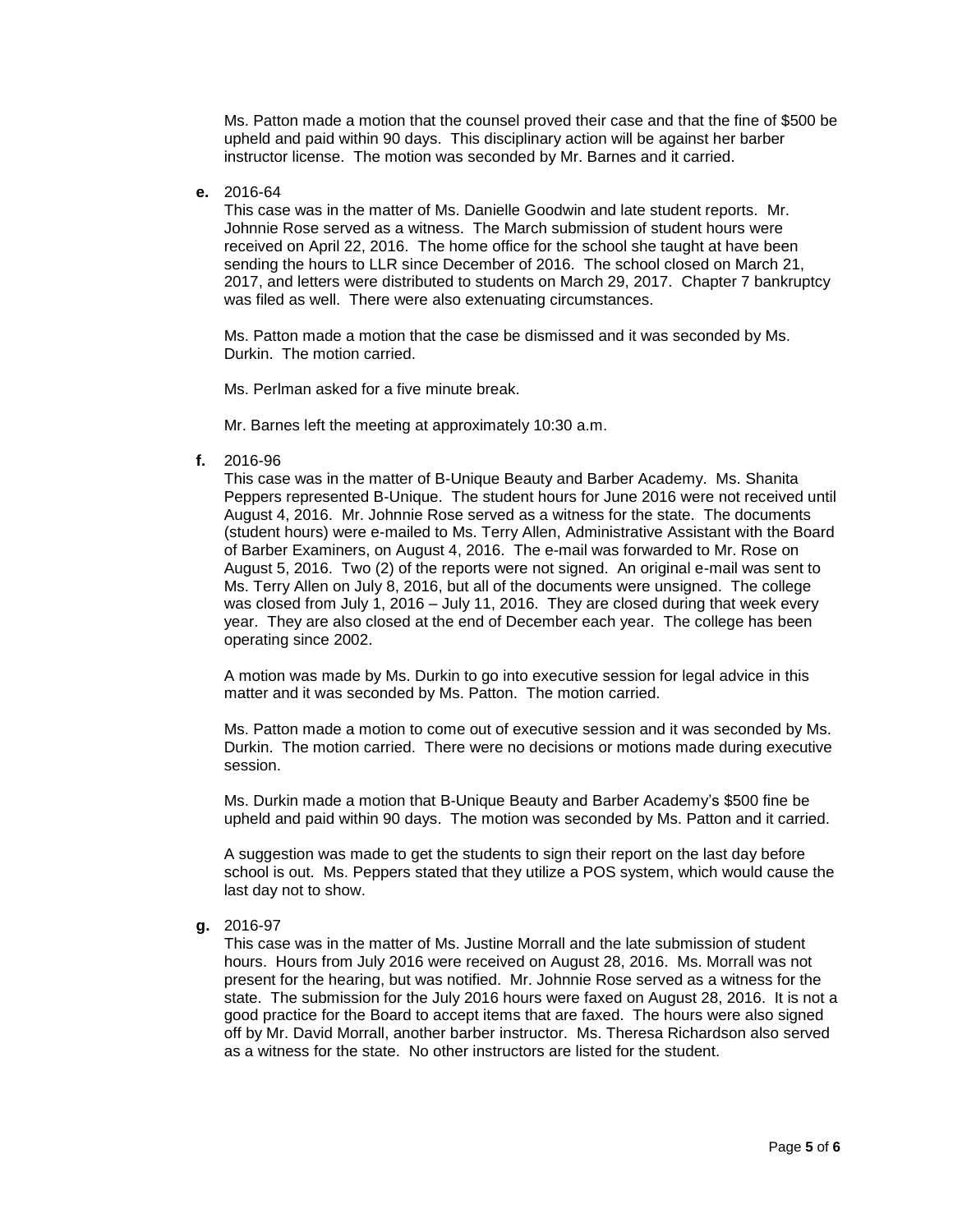Ms. Patton made a motion that the counsel proved their case and that the fine of $500 be upheld and paid within 90 days. This disciplinary action will be against her barber instructor license. The motion was seconded by Mr. Barnes and it carried.

**e.** 2016-64

This case was in the matter of Ms. Danielle Goodwin and late student reports. Mr. Johnnie Rose served as a witness. The March submission of student hours were received on April 22, 2016. The home office for the school she taught at have been sending the hours to LLR since December of 2016. The school closed on March 21, 2017, and letters were distributed to students on March 29, 2017. Chapter 7 bankruptcy was filed as well. There were also extenuating circumstances.

Ms. Patton made a motion that the case be dismissed and it was seconded by Ms. Durkin. The motion carried.

Ms. Perlman asked for a five minute break.

Mr. Barnes left the meeting at approximately 10:30 a.m.

**f.** 2016-96

This case was in the matter of B-Unique Beauty and Barber Academy. Ms. Shanita Peppers represented B-Unique. The student hours for June 2016 were not received until August 4, 2016. Mr. Johnnie Rose served as a witness for the state. The documents (student hours) were e-mailed to Ms. Terry Allen, Administrative Assistant with the Board of Barber Examiners, on August 4, 2016. The e-mail was forwarded to Mr. Rose on August 5, 2016. Two (2) of the reports were not signed. An original e-mail was sent to Ms. Terry Allen on July 8, 2016, but all of the documents were unsigned. The college was closed from July 1, 2016 – July 11, 2016. They are closed during that week every year. They are also closed at the end of December each year. The college has been operating since 2002.

A motion was made by Ms. Durkin to go into executive session for legal advice in this matter and it was seconded by Ms. Patton. The motion carried.

Ms. Patton made a motion to come out of executive session and it was seconded by Ms. Durkin. The motion carried. There were no decisions or motions made during executive session.

Ms. Durkin made a motion that B-Unique Beauty and Barber Academy's $500 fine be upheld and paid within 90 days. The motion was seconded by Ms. Patton and it carried.

A suggestion was made to get the students to sign their report on the last day before school is out. Ms. Peppers stated that they utilize a POS system, which would cause the last day not to show.

**g.** 2016-97

This case was in the matter of Ms. Justine Morrall and the late submission of student hours. Hours from July 2016 were received on August 28, 2016. Ms. Morrall was not present for the hearing, but was notified. Mr. Johnnie Rose served as a witness for the state. The submission for the July 2016 hours were faxed on August 28, 2016. It is not a good practice for the Board to accept items that are faxed. The hours were also signed off by Mr. David Morrall, another barber instructor. Ms. Theresa Richardson also served as a witness for the state. No other instructors are listed for the student.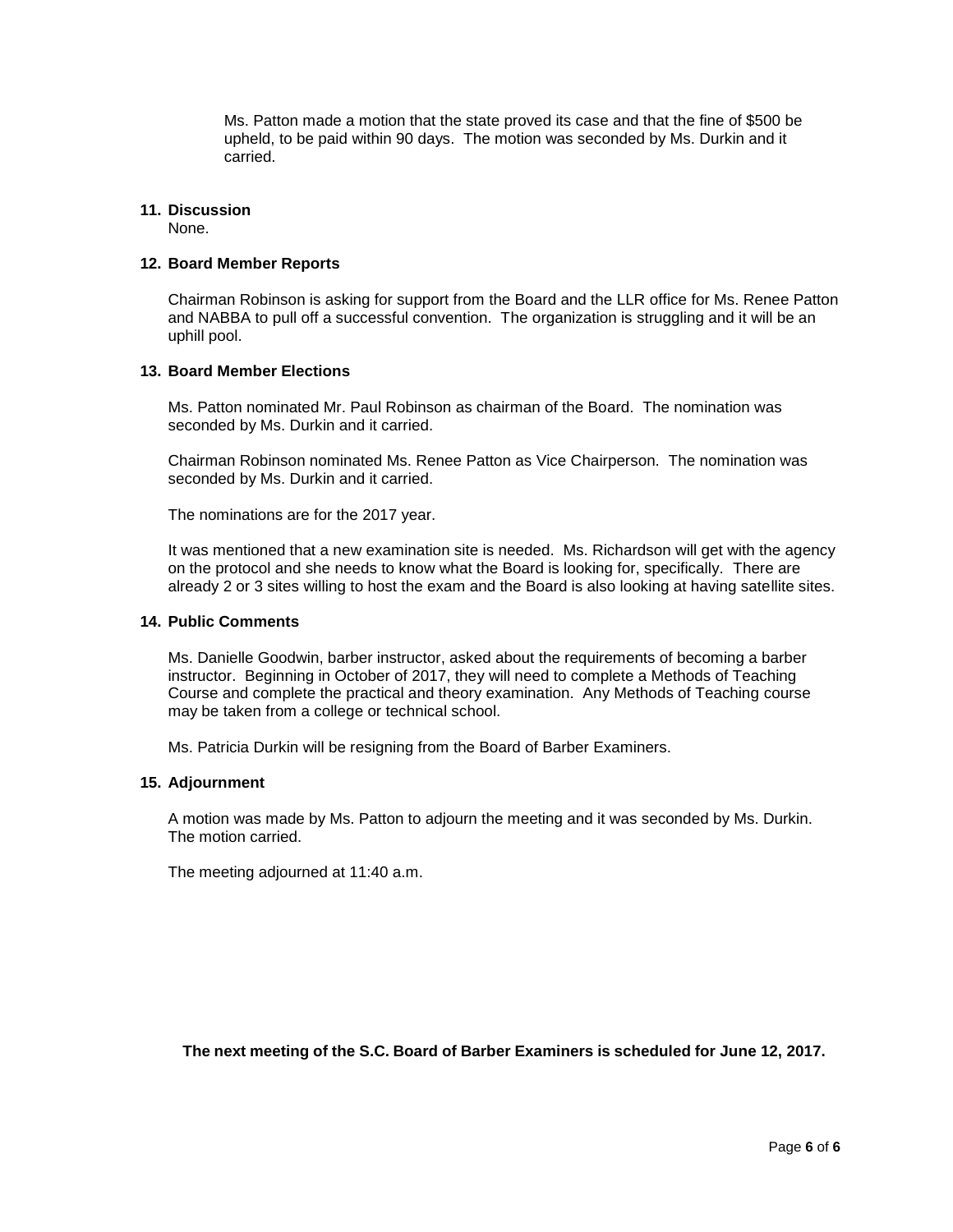Ms. Patton made a motion that the state proved its case and that the fine of $500 be upheld, to be paid within 90 days. The motion was seconded by Ms. Durkin and it carried.

**11. Discussion**

None.

**12. Board Member Reports**

Chairman Robinson is asking for support from the Board and the LLR office for Ms. Renee Patton and NABBA to pull off a successful convention. The organization is struggling and it will be an uphill pool.

**13. Board Member Elections**

Ms. Patton nominated Mr. Paul Robinson as chairman of the Board. The nomination was seconded by Ms. Durkin and it carried.

Chairman Robinson nominated Ms. Renee Patton as Vice Chairperson. The nomination was seconded by Ms. Durkin and it carried.

The nominations are for the 2017 year.

It was mentioned that a new examination site is needed. Ms. Richardson will get with the agency on the protocol and she needs to know what the Board is looking for, specifically. There are already 2 or 3 sites willing to host the exam and the Board is also looking at having satellite sites.

**14. Public Comments**

Ms. Danielle Goodwin, barber instructor, asked about the requirements of becoming a barber instructor. Beginning in October of 2017, they will need to complete a Methods of Teaching Course and complete the practical and theory examination. Any Methods of Teaching course may be taken from a college or technical school.

Ms. Patricia Durkin will be resigning from the Board of Barber Examiners.

**15. Adjournment**

A motion was made by Ms. Patton to adjourn the meeting and it was seconded by Ms. Durkin. The motion carried.

The meeting adjourned at 11:40 a.m.

**The next meeting of the S.C. Board of Barber Examiners is scheduled for June 12, 2017.**